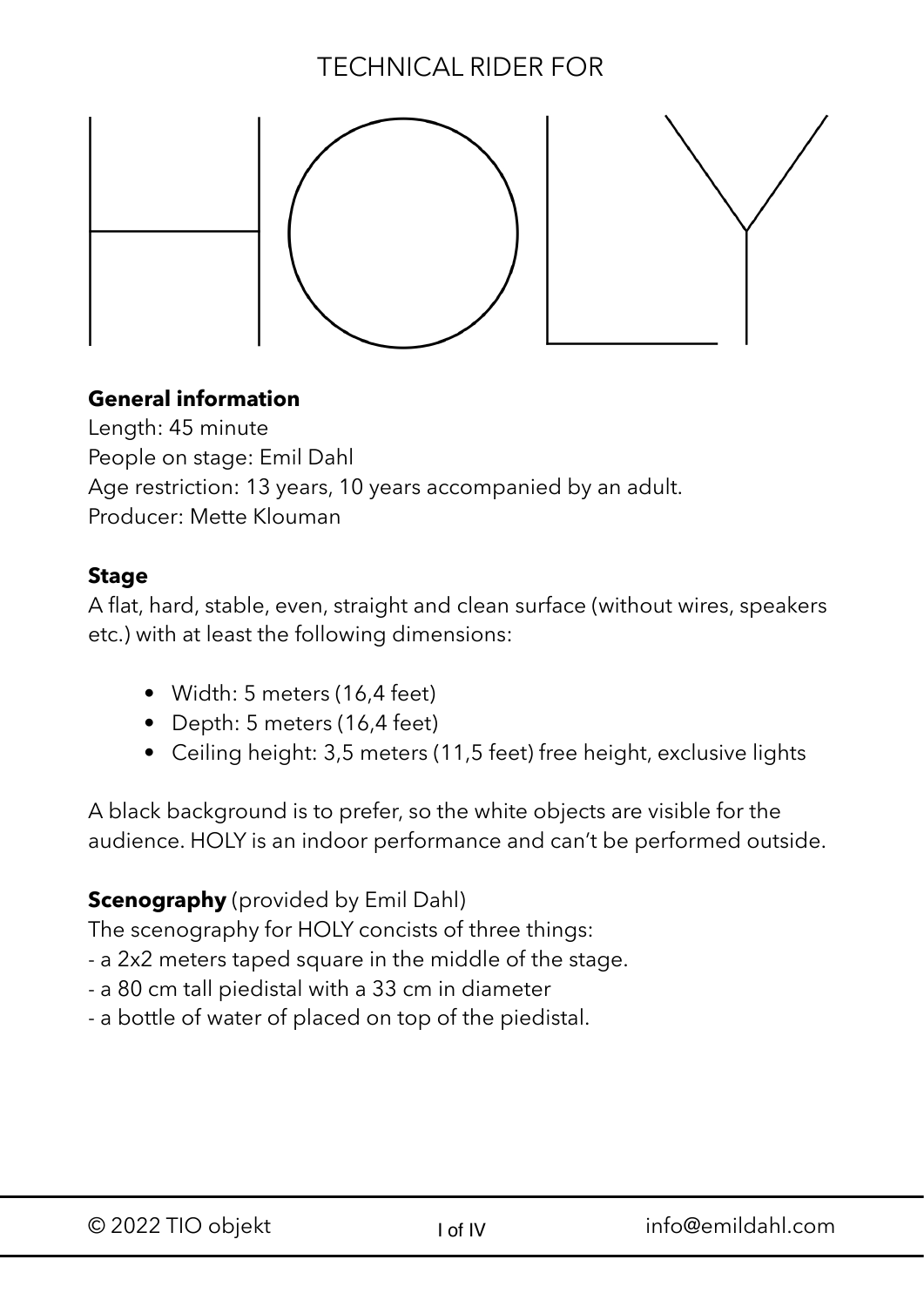TECHNICAL RIDER FOR

# HOLY

**General information**
Length: 45 minute
People on stage: Emil Dahl
Age restriction: 13 years, 10 years accompanied by an adult.
Producer: Mette Klouman

**Stage**
A flat, hard, stable, even, straight and clean surface (without wires, speakers etc.) with at least the following dimensions:

- Width: 5 meters (16,4 feet)
- Depth: 5 meters (16,4 feet)
- Ceiling height: 3,5 meters (11,5 feet) free height, exclusive lights

A black background is to prefer, so the white objects are visible for the audience. HOLY is an indoor performance and can't be performed outside.

**Scenography** (provided by Emil Dahl)
The scenography for HOLY concists of three things:
- a 2x2 meters taped square in the middle of the stage.
- a 80 cm tall piedistal with a 33 cm in diameter
- a bottle of water of placed on top of the piedistal.

© 2022 TIO objekt info@emildahl.com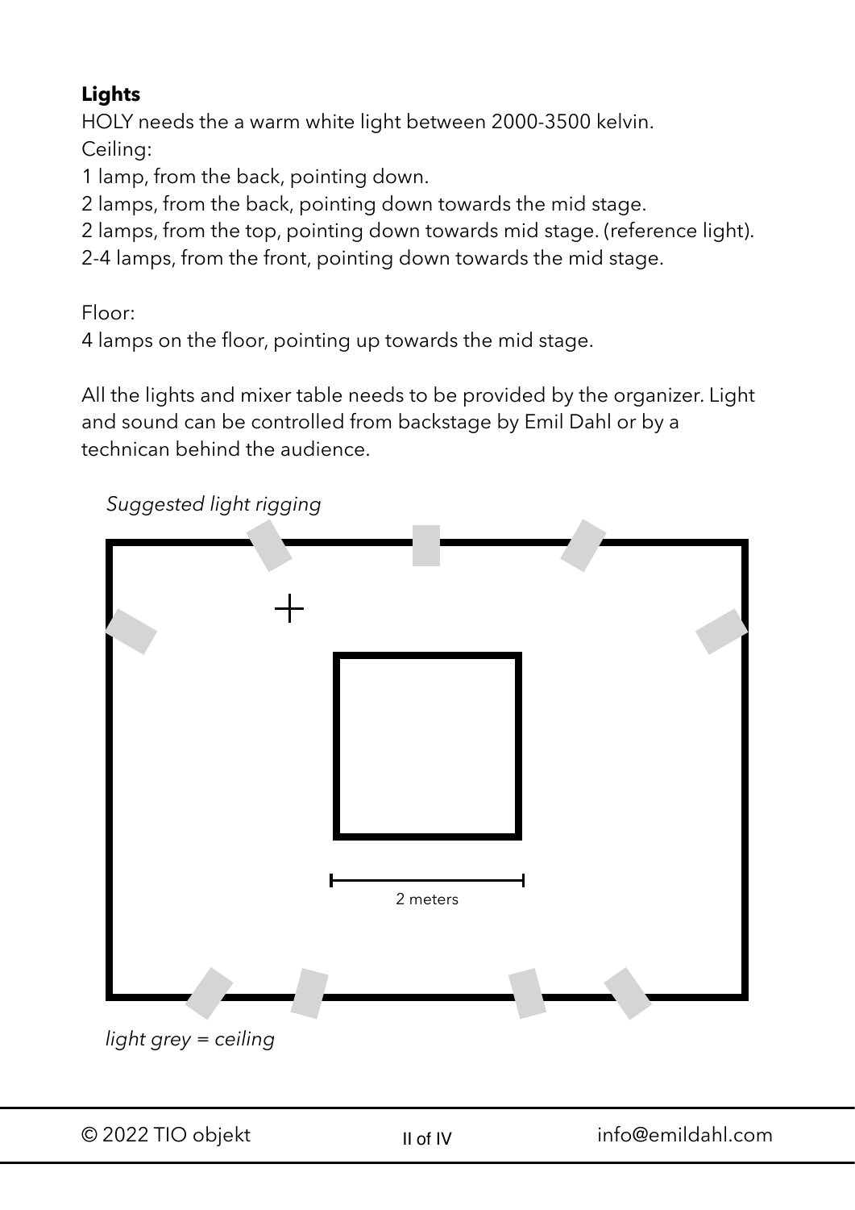**Lights**

HOLY needs the a warm white light between 2000-3500 kelvin.
Ceiling:
1 lamp, from the back, pointing down.
2 lamps, from the back, pointing down towards the mid stage.
2 lamps, from the top, pointing down towards mid stage. (reference light).
2-4 lamps, from the front, pointing down towards the mid stage.

Floor:
4 lamps on the floor, pointing up towards the mid stage.

All the lights and mixer table needs to be provided by the organizer. Light and sound can be controlled from backstage by Emil Dahl or by a technican behind the audience.

*Suggested light rigging*

2 meters

*light grey = ceiling*

© 2022 TIO objekt info@emildahl.com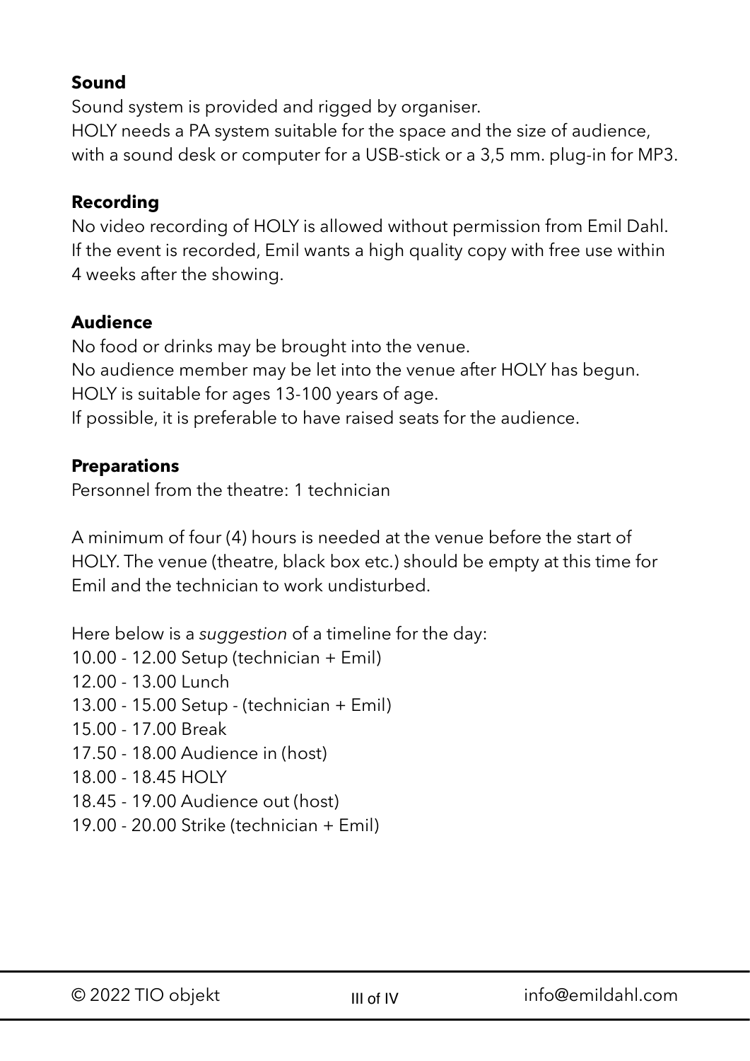**Sound**

Sound system is provided and rigged by organiser.
HOLY needs a PA system suitable for the space and the size of audience, with a sound desk or computer for a USB-stick or a 3,5 mm. plug-in for MP3.

**Recording**

No video recording of HOLY is allowed without permission from Emil Dahl.
If the event is recorded, Emil wants a high quality copy with free use within 4 weeks after the showing.

**Audience**

No food or drinks may be brought into the venue.
No audience member may be let into the venue after HOLY has begun.
HOLY is suitable for ages 13-100 years of age.
If possible, it is preferable to have raised seats for the audience.

**Preparations**

Personnel from the theatre: 1 technician

A minimum of four (4) hours is needed at the venue before the start of HOLY. The venue (theatre, black box etc.) should be empty at this time for Emil and the technician to work undisturbed.

Here below is a *suggestion* of a timeline for the day:
10.00 - 12.00 Setup (technician + Emil)
12.00 - 13.00 Lunch
13.00 - 15.00 Setup - (technician + Emil)
15.00 - 17.00 Break
17.50 - 18.00 Audience in (host)
18.00 - 18.45 HOLY
18.45 - 19.00 Audience out (host)
19.00 - 20.00 Strike (technician + Emil)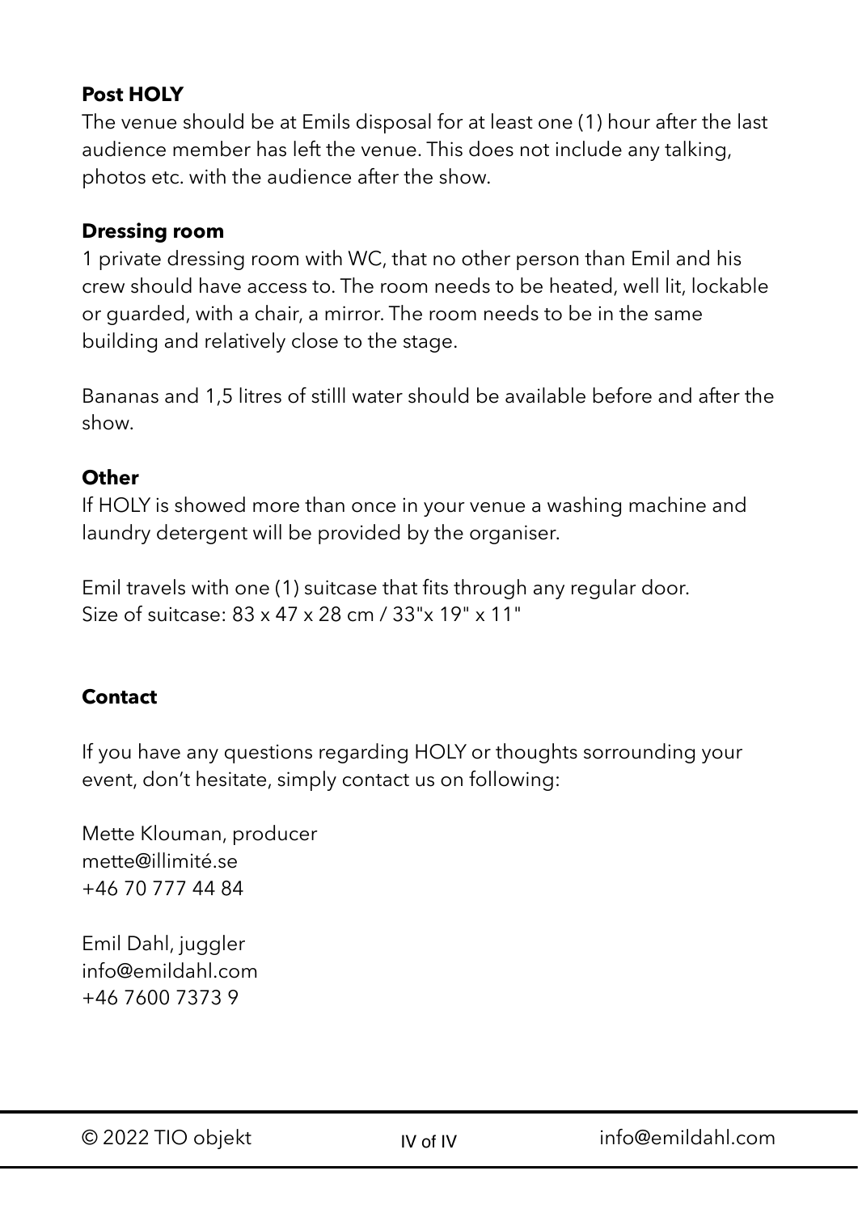**Post HOLY**

The venue should be at Emils disposal for at least one (1) hour after the last audience member has left the venue. This does not include any talking, photos etc. with the audience after the show.

**Dressing room**

1 private dressing room with WC, that no other person than Emil and his crew should have access to. The room needs to be heated, well lit, lockable or guarded, with a chair, a mirror. The room needs to be in the same building and relatively close to the stage.

Bananas and 1,5 litres of stilll water should be available before and after the show.

**Other**

If HOLY is showed more than once in your venue a washing machine and laundry detergent will be provided by the organiser.

Emil travels with one (1) suitcase that fits through any regular door.
Size of suitcase: 83 x 47 x 28 cm / 33"x 19" x 11"

**Contact**

If you have any questions regarding HOLY or thoughts sorrounding your event, don't hesitate, simply contact us on following:

Mette Klouman, producer
mette@illimité.se
+46 70 777 44 84

Emil Dahl, juggler
info@emildahl.com
+46 7600 7373 9

© 2022 TIO objekt info@emildahl.com